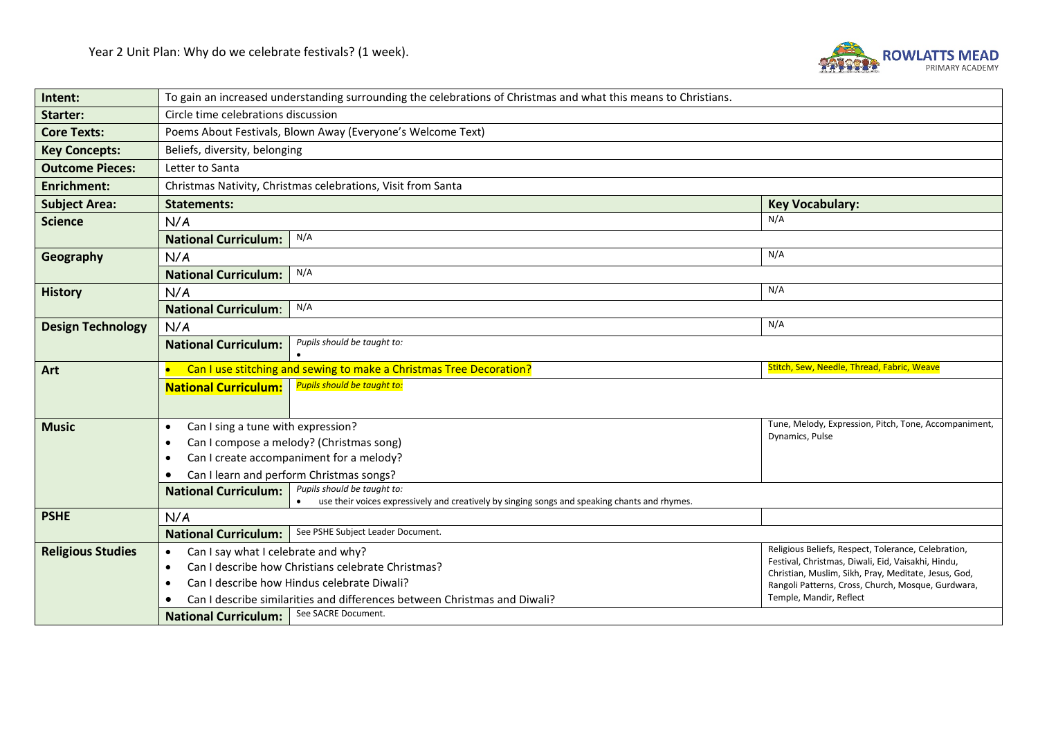Year 2 Unit Plan: Why do we celebrate festivals? (1 week).

ROWLATTS MEAD PRIMARY ACADEMY

| | | | |
|---|---|---|---|
| **Intent:** | To gain an increased understanding surrounding the celebrations of Christmas and what this means to Christians. | | |
| **Starter:** | Circle time celebrations discussion | | |
| **Core Texts:** | Poems About Festivals, Blown Away (Everyone's Welcome Text) | | |
| **Key Concepts:** | Beliefs, diversity, belonging | | |
| **Outcome Pieces:** | Letter to Santa | | |
| **Enrichment:** | Christmas Nativity, Christmas celebrations, Visit from Santa | | |
| **Subject Area:** | **Statements:** | | **Key Vocabulary:** |
| **Science** | N/A | | N/A |
| | **National Curriculum:** | N/A | |
| **Geography** | N/A | | N/A |
| | **National Curriculum:** | N/A | |
| **History** | N/A | | N/A |
| | **National Curriculum:** | N/A | |
| **Design Technology** | N/A | | N/A |
| | **National Curriculum:** | *Pupils should be taught to:* • | |
| **Art** | • Can I use stitching and sewing to make a Christmas Tree Decoration? | | Stitch, Sew, Needle, Thread, Fabric, Weave |
| | **National Curriculum:** | *Pupils should be taught to:* | |
| **Music** | • Can I sing a tune with expression? • Can I compose a melody? (Christmas song) • Can I create accompaniment for a melody? • Can I learn and perform Christmas songs? | | Tune, Melody, Expression, Pitch, Tone, Accompaniment, Dynamics, Pulse |
| | **National Curriculum:** | *Pupils should be taught to:* • use their voices expressively and creatively by singing songs and speaking chants and rhymes. | |
| **PSHE** | N/A | | |
| | **National Curriculum:** | See PSHE Subject Leader Document. | |
| **Religious Studies** | • Can I say what I celebrate and why? • Can I describe how Christians celebrate Christmas? • Can I describe how Hindus celebrate Diwali? • Can I describe similarities and differences between Christmas and Diwali? | | Religious Beliefs, Respect, Tolerance, Celebration, Festival, Christmas, Diwali, Eid, Vaisakhi, Hindu, Christian, Muslim, Sikh, Pray, Meditate, Jesus, God, Rangoli Patterns, Cross, Church, Mosque, Gurdwara, Temple, Mandir, Reflect |
| | **National Curriculum:** | See SACRE Document. | |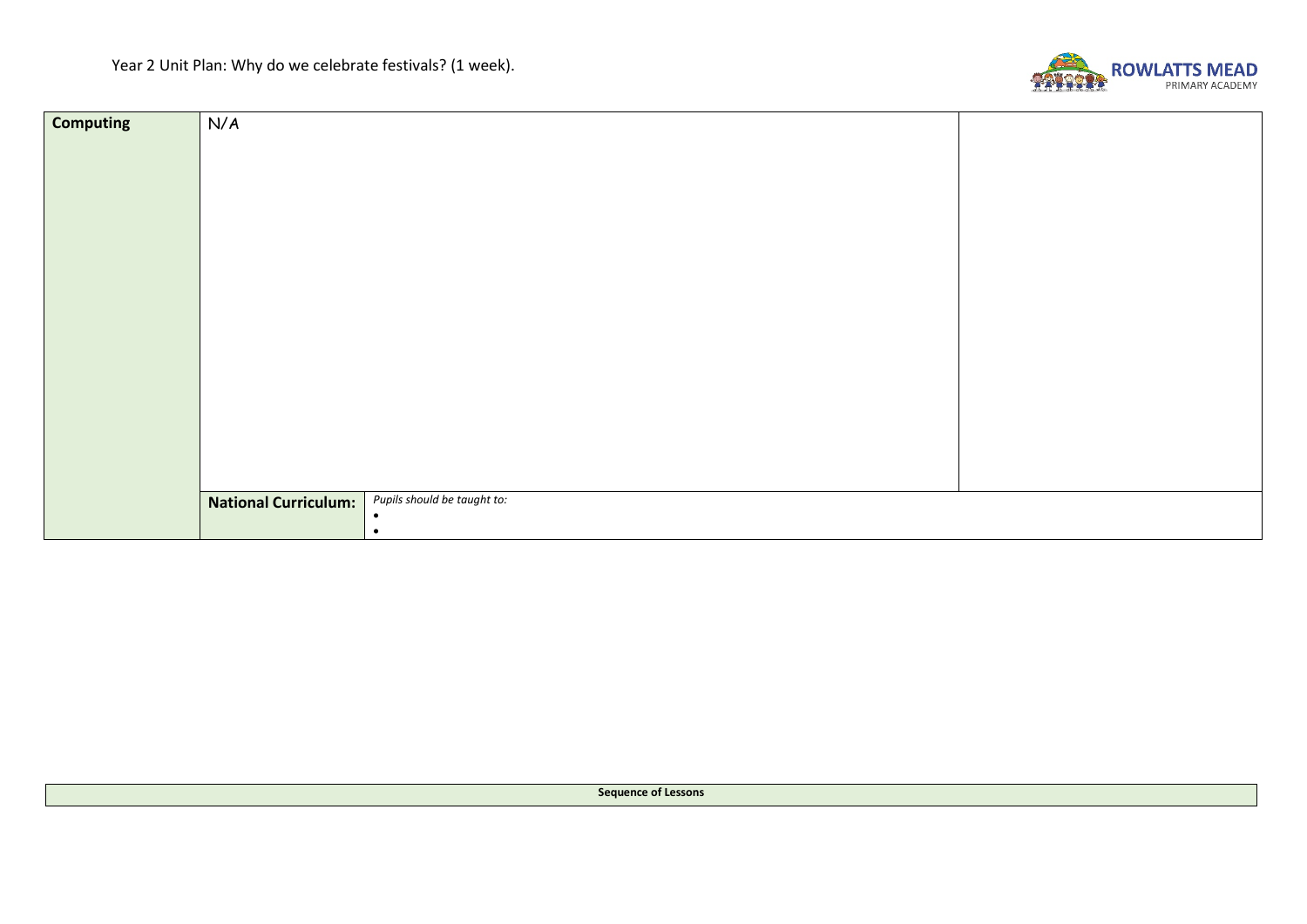Year 2 Unit Plan: Why do we celebrate festivals? (1 week).

| Computing | N/A | | |
|---|---|---|---|
| | **National Curriculum:** | *Pupils should be taught to:*<br>•<br>• | |

| Sequence of Lessons |
|---|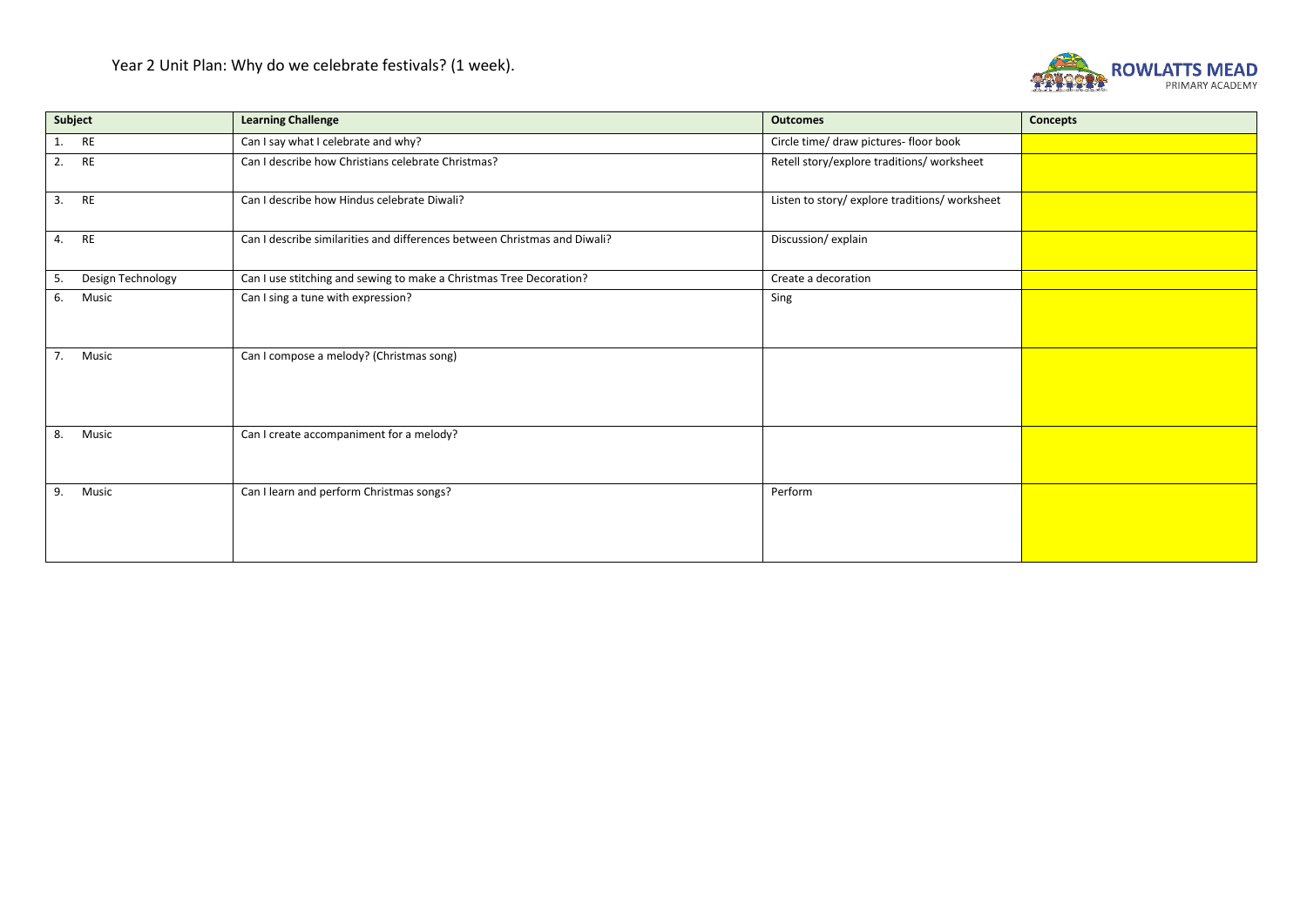Year 2 Unit Plan: Why do we celebrate festivals? (1 week).

ROWLATTS MEAD PRIMARY ACADEMY

| Subject | Learning Challenge | Outcomes | Concepts |
| --- | --- | --- | --- |
| 1. RE | Can I say what I celebrate and why? | Circle time/ draw pictures- floor book | |
| 2. RE | Can I describe how Christians celebrate Christmas? | Retell story/explore traditions/ worksheet | |
| 3. RE | Can I describe how Hindus celebrate Diwali? | Listen to story/ explore traditions/ worksheet | |
| 4. RE | Can I describe similarities and differences between Christmas and Diwali? | Discussion/ explain | |
| 5. Design Technology | Can I use stitching and sewing to make a Christmas Tree Decoration? | Create a decoration | |
| 6. Music | Can I sing a tune with expression? | Sing | |
| 7. Music | Can I compose a melody? (Christmas song) | | |
| 8. Music | Can I create accompaniment for a melody? | | |
| 9. Music | Can I learn and perform Christmas songs? | Perform | |